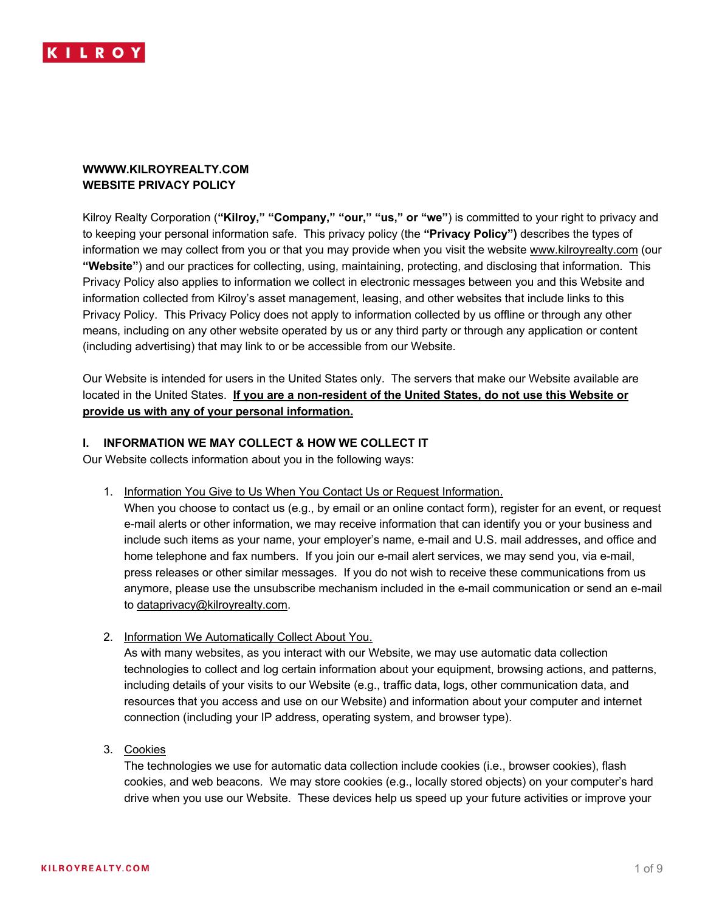**WWWW.KILROYREALTY.COM**
**WEBSITE PRIVACY POLICY**

Kilroy Realty Corporation (**"Kilroy," "Company," "our," "us," or "we"**) is committed to your right to privacy and to keeping your personal information safe. This privacy policy (the **"Privacy Policy")** describes the types of information we may collect from you or that you may provide when you visit the website www.kilroyrealty.com (our **"Website"**) and our practices for collecting, using, maintaining, protecting, and disclosing that information. This Privacy Policy also applies to information we collect in electronic messages between you and this Website and information collected from Kilroy's asset management, leasing, and other websites that include links to this Privacy Policy. This Privacy Policy does not apply to information collected by us offline or through any other means, including on any other website operated by us or any third party or through any application or content (including advertising) that may link to or be accessible from our Website.

Our Website is intended for users in the United States only. The servers that make our Website available are located in the United States. **If you are a non-resident of the United States, do not use this Website or provide us with any of your personal information.**

## I. INFORMATION WE MAY COLLECT & HOW WE COLLECT IT

Our Website collects information about you in the following ways:

1. Information You Give to Us When You Contact Us or Request Information.
   When you choose to contact us (e.g., by email or an online contact form), register for an event, or request e-mail alerts or other information, we may receive information that can identify you or your business and include such items as your name, your employer's name, e-mail and U.S. mail addresses, and office and home telephone and fax numbers. If you join our e-mail alert services, we may send you, via e-mail, press releases or other similar messages. If you do not wish to receive these communications from us anymore, please use the unsubscribe mechanism included in the e-mail communication or send an e-mail to dataprivacy@kilroyrealty.com.

2. Information We Automatically Collect About You.
   As with many websites, as you interact with our Website, we may use automatic data collection technologies to collect and log certain information about your equipment, browsing actions, and patterns, including details of your visits to our Website (e.g., traffic data, logs, other communication data, and resources that you access and use on our Website) and information about your computer and internet connection (including your IP address, operating system, and browser type).

3. Cookies
   The technologies we use for automatic data collection include cookies (i.e., browser cookies), flash cookies, and web beacons. We may store cookies (e.g., locally stored objects) on your computer's hard drive when you use our Website. These devices help us speed up your future activities or improve your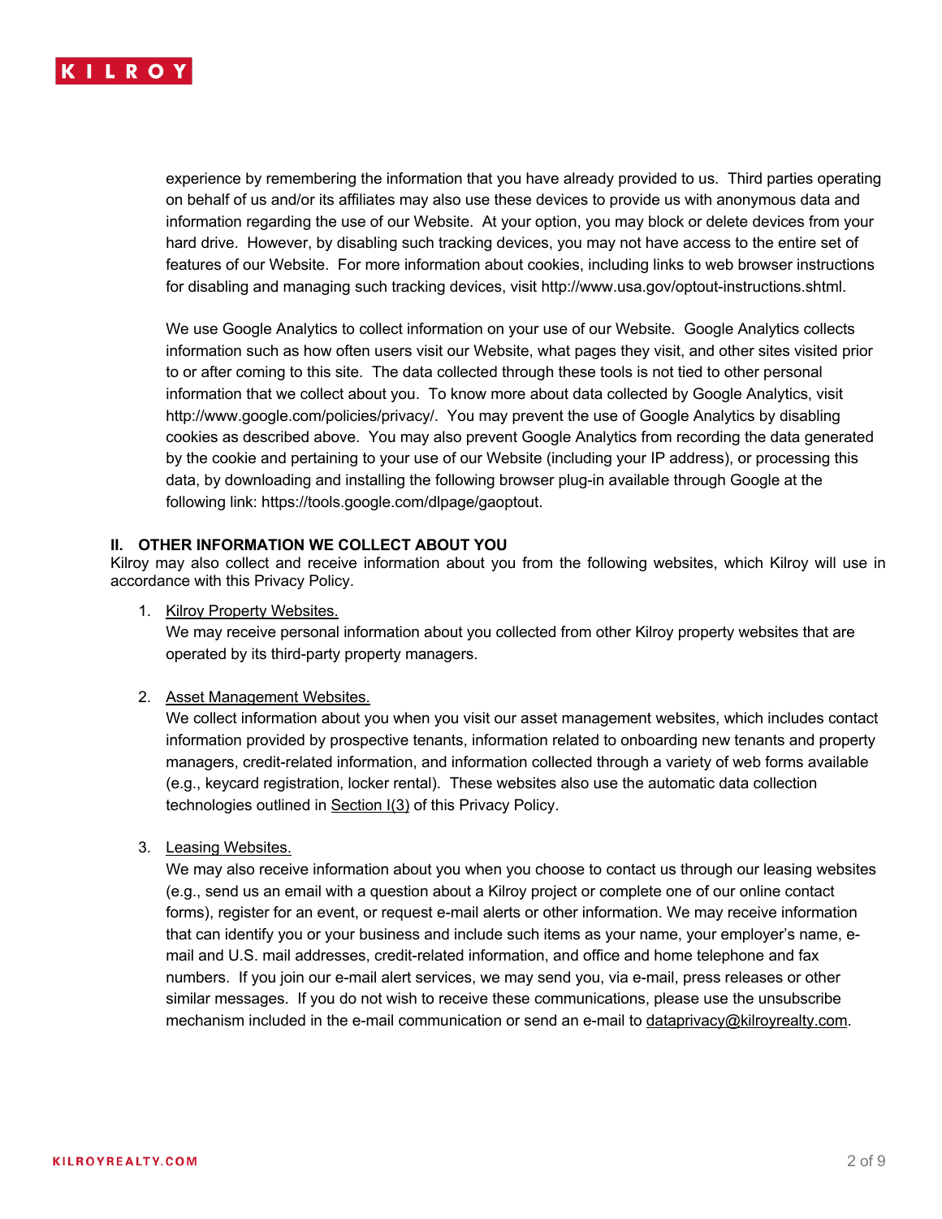experience by remembering the information that you have already provided to us. Third parties operating on behalf of us and/or its affiliates may also use these devices to provide us with anonymous data and information regarding the use of our Website. At your option, you may block or delete devices from your hard drive. However, by disabling such tracking devices, you may not have access to the entire set of features of our Website. For more information about cookies, including links to web browser instructions for disabling and managing such tracking devices, visit http://www.usa.gov/optout-instructions.shtml.

We use Google Analytics to collect information on your use of our Website. Google Analytics collects information such as how often users visit our Website, what pages they visit, and other sites visited prior to or after coming to this site. The data collected through these tools is not tied to other personal information that we collect about you. To know more about data collected by Google Analytics, visit http://www.google.com/policies/privacy/. You may prevent the use of Google Analytics by disabling cookies as described above. You may also prevent Google Analytics from recording the data generated by the cookie and pertaining to your use of our Website (including your IP address), or processing this data, by downloading and installing the following browser plug-in available through Google at the following link: https://tools.google.com/dlpage/gaoptout.

## II. OTHER INFORMATION WE COLLECT ABOUT YOU

Kilroy may also collect and receive information about you from the following websites, which Kilroy will use in accordance with this Privacy Policy.

1. Kilroy Property Websites.
   We may receive personal information about you collected from other Kilroy property websites that are operated by its third-party property managers.

2. Asset Management Websites.
   We collect information about you when you visit our asset management websites, which includes contact information provided by prospective tenants, information related to onboarding new tenants and property managers, credit-related information, and information collected through a variety of web forms available (e.g., keycard registration, locker rental). These websites also use the automatic data collection technologies outlined in Section I(3) of this Privacy Policy.

3. Leasing Websites.
   We may also receive information about you when you choose to contact us through our leasing websites (e.g., send us an email with a question about a Kilroy project or complete one of our online contact forms), register for an event, or request e-mail alerts or other information. We may receive information that can identify you or your business and include such items as your name, your employer's name, e-mail and U.S. mail addresses, credit-related information, and office and home telephone and fax numbers. If you join our e-mail alert services, we may send you, via e-mail, press releases or other similar messages. If you do not wish to receive these communications, please use the unsubscribe mechanism included in the e-mail communication or send an e-mail to dataprivacy@kilroyrealty.com.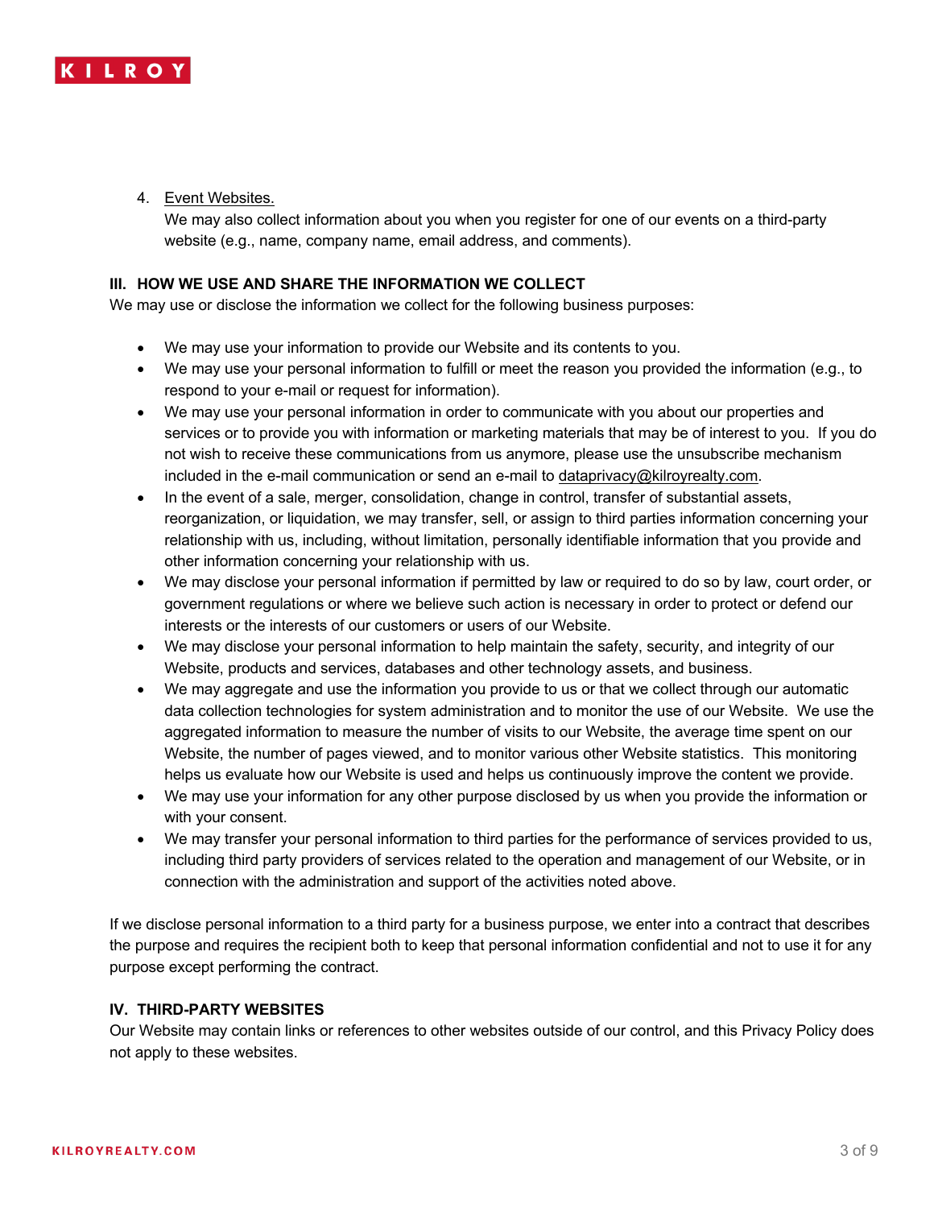4. Event Websites.
   We may also collect information about you when you register for one of our events on a third-party website (e.g., name, company name, email address, and comments).

## III. HOW WE USE AND SHARE THE INFORMATION WE COLLECT

We may use or disclose the information we collect for the following business purposes:

- We may use your information to provide our Website and its contents to you.
- We may use your personal information to fulfill or meet the reason you provided the information (e.g., to respond to your e-mail or request for information).
- We may use your personal information in order to communicate with you about our properties and services or to provide you with information or marketing materials that may be of interest to you. If you do not wish to receive these communications from us anymore, please use the unsubscribe mechanism included in the e-mail communication or send an e-mail to dataprivacy@kilroyrealty.com.
- In the event of a sale, merger, consolidation, change in control, transfer of substantial assets, reorganization, or liquidation, we may transfer, sell, or assign to third parties information concerning your relationship with us, including, without limitation, personally identifiable information that you provide and other information concerning your relationship with us.
- We may disclose your personal information if permitted by law or required to do so by law, court order, or government regulations or where we believe such action is necessary in order to protect or defend our interests or the interests of our customers or users of our Website.
- We may disclose your personal information to help maintain the safety, security, and integrity of our Website, products and services, databases and other technology assets, and business.
- We may aggregate and use the information you provide to us or that we collect through our automatic data collection technologies for system administration and to monitor the use of our Website. We use the aggregated information to measure the number of visits to our Website, the average time spent on our Website, the number of pages viewed, and to monitor various other Website statistics. This monitoring helps us evaluate how our Website is used and helps us continuously improve the content we provide.
- We may use your information for any other purpose disclosed by us when you provide the information or with your consent.
- We may transfer your personal information to third parties for the performance of services provided to us, including third party providers of services related to the operation and management of our Website, or in connection with the administration and support of the activities noted above.

If we disclose personal information to a third party for a business purpose, we enter into a contract that describes the purpose and requires the recipient both to keep that personal information confidential and not to use it for any purpose except performing the contract.

## IV. THIRD-PARTY WEBSITES

Our Website may contain links or references to other websites outside of our control, and this Privacy Policy does not apply to these websites.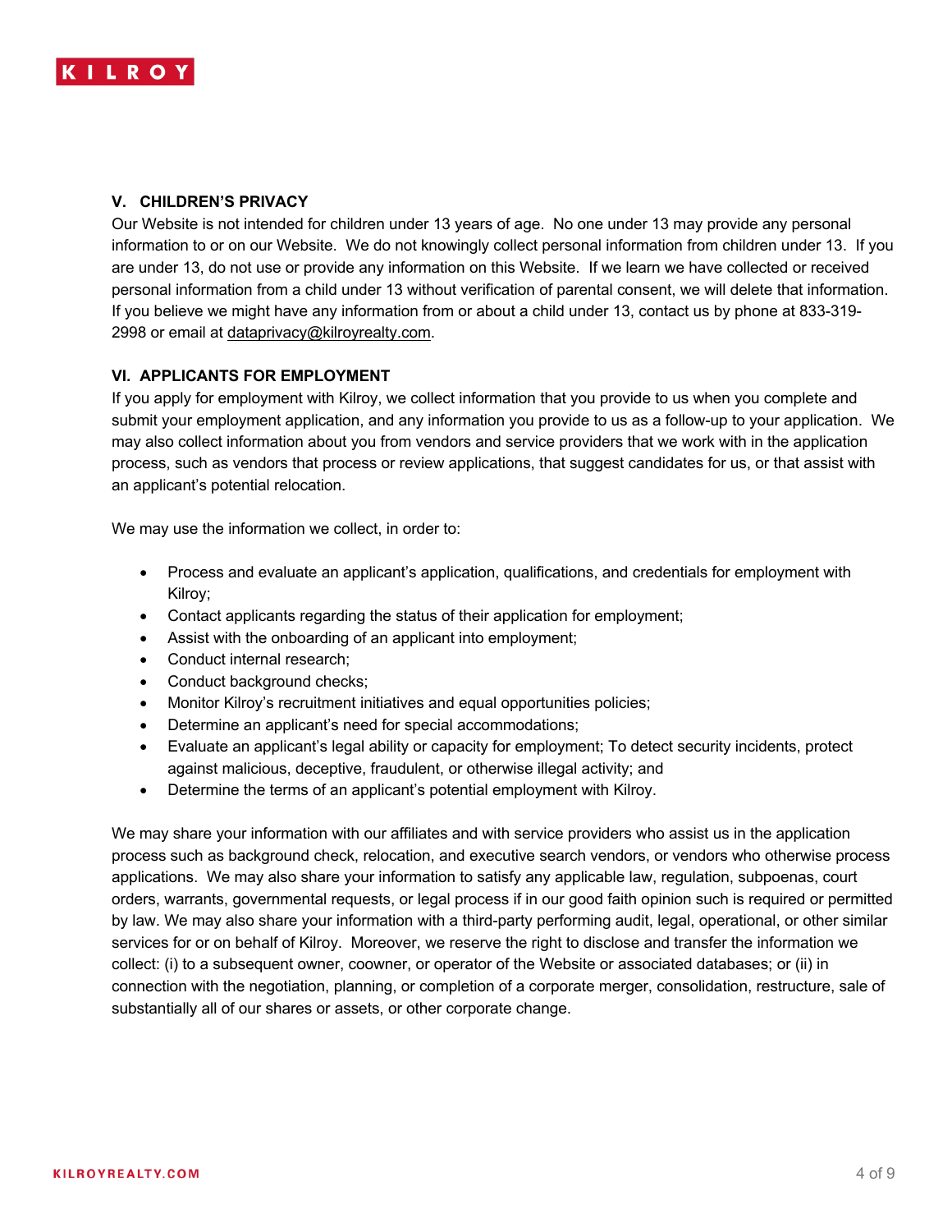## V. CHILDREN'S PRIVACY

Our Website is not intended for children under 13 years of age. No one under 13 may provide any personal information to or on our Website. We do not knowingly collect personal information from children under 13. If you are under 13, do not use or provide any information on this Website. If we learn we have collected or received personal information from a child under 13 without verification of parental consent, we will delete that information. If you believe we might have any information from or about a child under 13, contact us by phone at 833-319-2998 or email at dataprivacy@kilroyrealty.com.

## VI. APPLICANTS FOR EMPLOYMENT

If you apply for employment with Kilroy, we collect information that you provide to us when you complete and submit your employment application, and any information you provide to us as a follow-up to your application. We may also collect information about you from vendors and service providers that we work with in the application process, such as vendors that process or review applications, that suggest candidates for us, or that assist with an applicant's potential relocation.

We may use the information we collect, in order to:

- Process and evaluate an applicant's application, qualifications, and credentials for employment with Kilroy;
- Contact applicants regarding the status of their application for employment;
- Assist with the onboarding of an applicant into employment;
- Conduct internal research;
- Conduct background checks;
- Monitor Kilroy's recruitment initiatives and equal opportunities policies;
- Determine an applicant's need for special accommodations;
- Evaluate an applicant's legal ability or capacity for employment; To detect security incidents, protect against malicious, deceptive, fraudulent, or otherwise illegal activity; and
- Determine the terms of an applicant's potential employment with Kilroy.

We may share your information with our affiliates and with service providers who assist us in the application process such as background check, relocation, and executive search vendors, or vendors who otherwise process applications. We may also share your information to satisfy any applicable law, regulation, subpoenas, court orders, warrants, governmental requests, or legal process if in our good faith opinion such is required or permitted by law. We may also share your information with a third-party performing audit, legal, operational, or other similar services for or on behalf of Kilroy. Moreover, we reserve the right to disclose and transfer the information we collect: (i) to a subsequent owner, coowner, or operator of the Website or associated databases; or (ii) in connection with the negotiation, planning, or completion of a corporate merger, consolidation, restructure, sale of substantially all of our shares or assets, or other corporate change.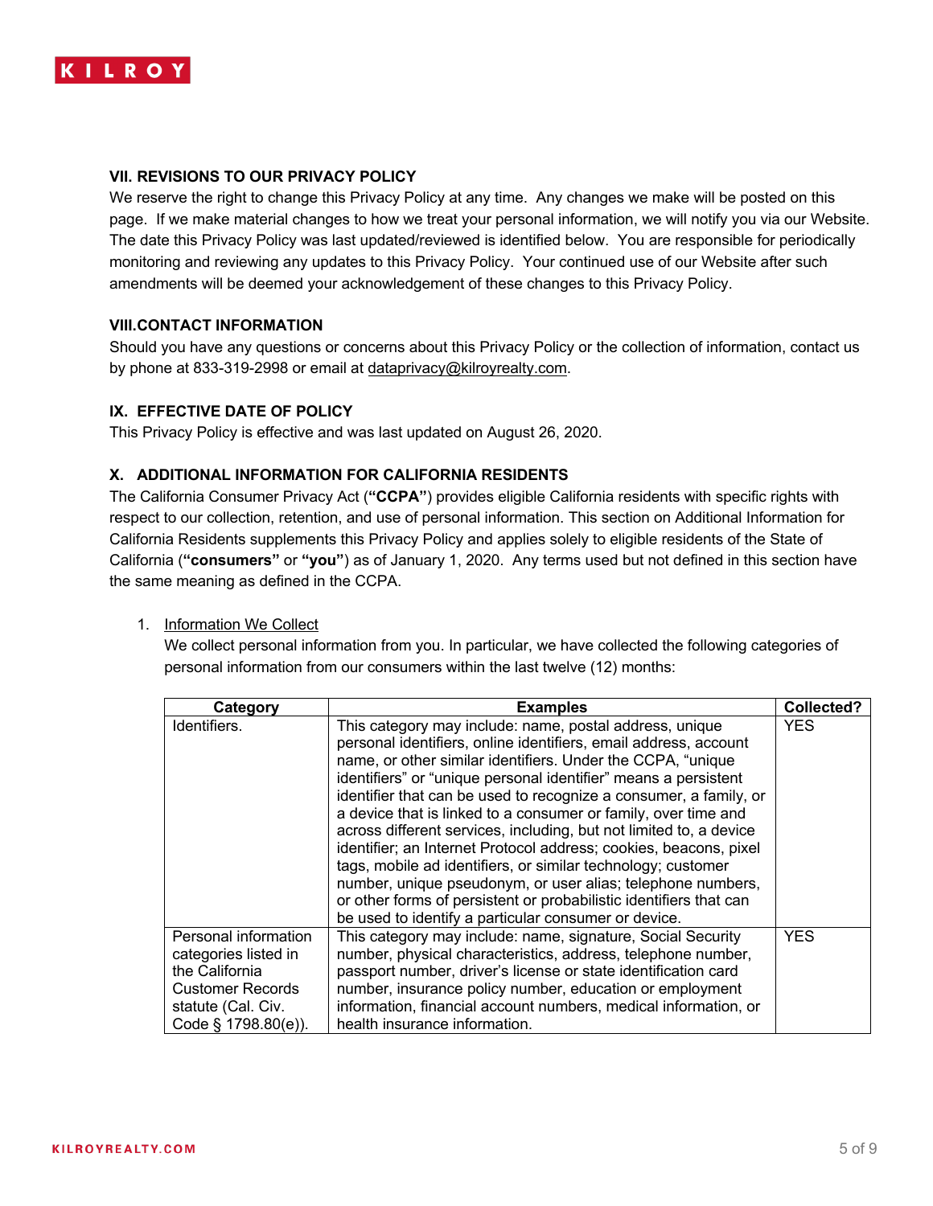### VII. REVISIONS TO OUR PRIVACY POLICY

We reserve the right to change this Privacy Policy at any time. Any changes we make will be posted on this page. If we make material changes to how we treat your personal information, we will notify you via our Website. The date this Privacy Policy was last updated/reviewed is identified below. You are responsible for periodically monitoring and reviewing any updates to this Privacy Policy. Your continued use of our Website after such amendments will be deemed your acknowledgement of these changes to this Privacy Policy.

### VIII.CONTACT INFORMATION

Should you have any questions or concerns about this Privacy Policy or the collection of information, contact us by phone at 833-319-2998 or email at dataprivacy@kilroyrealty.com.

### IX. EFFECTIVE DATE OF POLICY

This Privacy Policy is effective and was last updated on August 26, 2020.

### X. ADDITIONAL INFORMATION FOR CALIFORNIA RESIDENTS

The California Consumer Privacy Act (**"CCPA"**) provides eligible California residents with specific rights with respect to our collection, retention, and use of personal information. This section on Additional Information for California Residents supplements this Privacy Policy and applies solely to eligible residents of the State of California (**"consumers"** or **"you"**) as of January 1, 2020. Any terms used but not defined in this section have the same meaning as defined in the CCPA.

1. Information We Collect

   We collect personal information from you. In particular, we have collected the following categories of personal information from our consumers within the last twelve (12) months:

| Category | Examples | Collected? |
|---|---|---|
| Identifiers. | This category may include: name, postal address, unique personal identifiers, online identifiers, email address, account name, or other similar identifiers. Under the CCPA, "unique identifiers" or "unique personal identifier" means a persistent identifier that can be used to recognize a consumer, a family, or a device that is linked to a consumer or family, over time and across different services, including, but not limited to, a device identifier; an Internet Protocol address; cookies, beacons, pixel tags, mobile ad identifiers, or similar technology; customer number, unique pseudonym, or user alias; telephone numbers, or other forms of persistent or probabilistic identifiers that can be used to identify a particular consumer or device. | YES |
| Personal information categories listed in the California Customer Records statute (Cal. Civ. Code § 1798.80(e)). | This category may include: name, signature, Social Security number, physical characteristics, address, telephone number, passport number, driver's license or state identification card number, insurance policy number, education or employment information, financial account numbers, medical information, or health insurance information. | YES |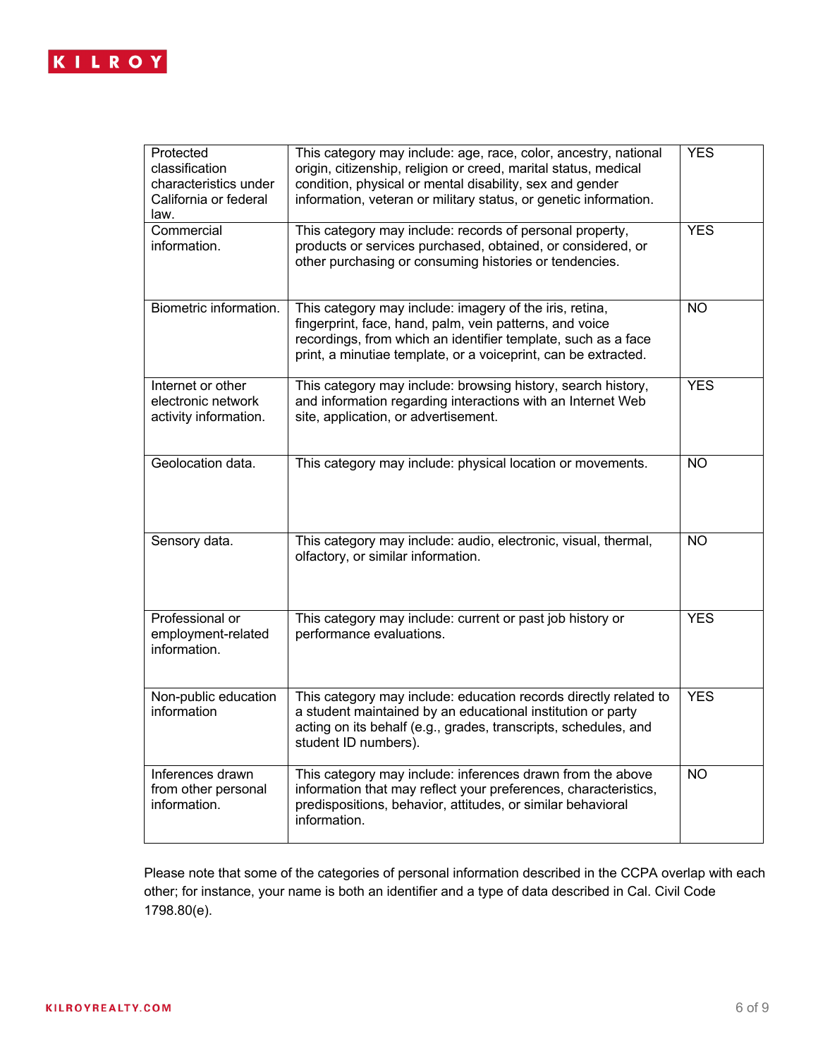| Protected classification characteristics under California or federal law. | This category may include: age, race, color, ancestry, national origin, citizenship, religion or creed, marital status, medical condition, physical or mental disability, sex and gender information, veteran or military status, or genetic information. | YES |
|---|---|---|
| Commercial information. | This category may include: records of personal property, products or services purchased, obtained, or considered, or other purchasing or consuming histories or tendencies. | YES |
| Biometric information. | This category may include: imagery of the iris, retina, fingerprint, face, hand, palm, vein patterns, and voice recordings, from which an identifier template, such as a face print, a minutiae template, or a voiceprint, can be extracted. | NO |
| Internet or other electronic network activity information. | This category may include: browsing history, search history, and information regarding interactions with an Internet Web site, application, or advertisement. | YES |
| Geolocation data. | This category may include: physical location or movements. | NO |
| Sensory data. | This category may include: audio, electronic, visual, thermal, olfactory, or similar information. | NO |
| Professional or employment-related information. | This category may include: current or past job history or performance evaluations. | YES |
| Non-public education information | This category may include: education records directly related to a student maintained by an educational institution or party acting on its behalf (e.g., grades, transcripts, schedules, and student ID numbers). | YES |
| Inferences drawn from other personal information. | This category may include: inferences drawn from the above information that may reflect your preferences, characteristics, predispositions, behavior, attitudes, or similar behavioral information. | NO |

Please note that some of the categories of personal information described in the CCPA overlap with each other; for instance, your name is both an identifier and a type of data described in Cal. Civil Code 1798.80(e).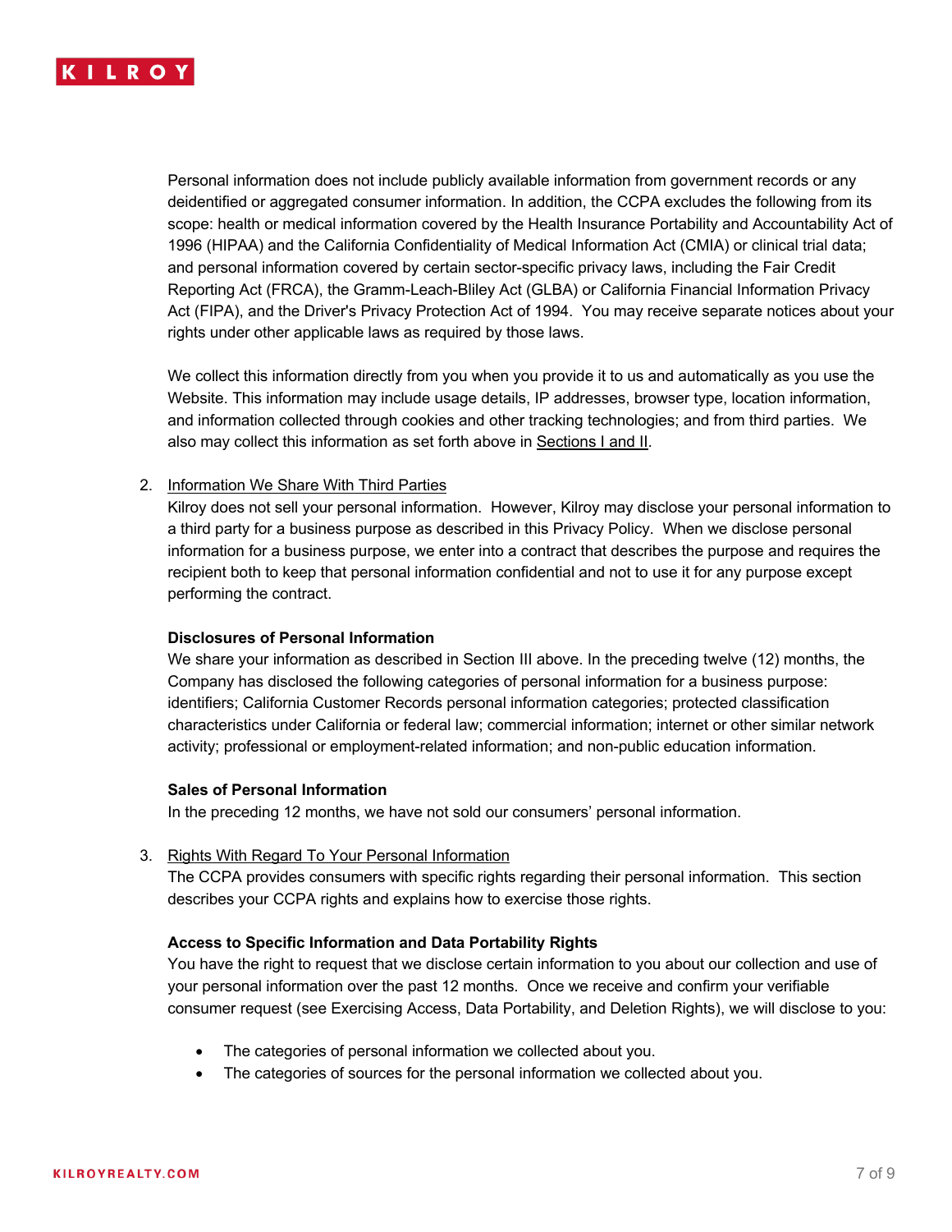Personal information does not include publicly available information from government records or any deidentified or aggregated consumer information. In addition, the CCPA excludes the following from its scope: health or medical information covered by the Health Insurance Portability and Accountability Act of 1996 (HIPAA) and the California Confidentiality of Medical Information Act (CMIA) or clinical trial data; and personal information covered by certain sector-specific privacy laws, including the Fair Credit Reporting Act (FRCA), the Gramm-Leach-Bliley Act (GLBA) or California Financial Information Privacy Act (FIPA), and the Driver's Privacy Protection Act of 1994. You may receive separate notices about your rights under other applicable laws as required by those laws.

We collect this information directly from you when you provide it to us and automatically as you use the Website. This information may include usage details, IP addresses, browser type, location information, and information collected through cookies and other tracking technologies; and from third parties. We also may collect this information as set forth above in Sections I and II.

2. Information We Share With Third Parties

   Kilroy does not sell your personal information. However, Kilroy may disclose your personal information to a third party for a business purpose as described in this Privacy Policy. When we disclose personal information for a business purpose, we enter into a contract that describes the purpose and requires the recipient both to keep that personal information confidential and not to use it for any purpose except performing the contract.

   **Disclosures of Personal Information**

   We share your information as described in Section III above. In the preceding twelve (12) months, the Company has disclosed the following categories of personal information for a business purpose: identifiers; California Customer Records personal information categories; protected classification characteristics under California or federal law; commercial information; internet or other similar network activity; professional or employment-related information; and non-public education information.

   **Sales of Personal Information**

   In the preceding 12 months, we have not sold our consumers' personal information.

3. Rights With Regard To Your Personal Information

   The CCPA provides consumers with specific rights regarding their personal information. This section describes your CCPA rights and explains how to exercise those rights.

   **Access to Specific Information and Data Portability Rights**

   You have the right to request that we disclose certain information to you about our collection and use of your personal information over the past 12 months. Once we receive and confirm your verifiable consumer request (see Exercising Access, Data Portability, and Deletion Rights), we will disclose to you:

   - The categories of personal information we collected about you.
   - The categories of sources for the personal information we collected about you.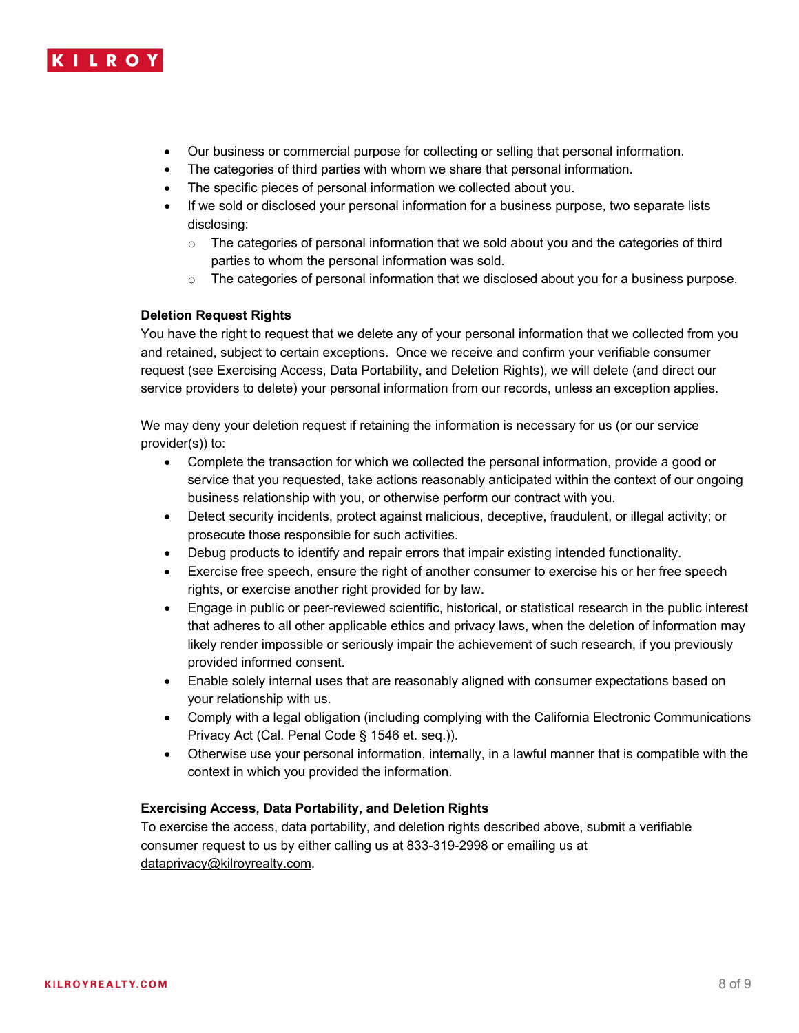- Our business or commercial purpose for collecting or selling that personal information.
- The categories of third parties with whom we share that personal information.
- The specific pieces of personal information we collected about you.
- If we sold or disclosed your personal information for a business purpose, two separate lists disclosing:
  - The categories of personal information that we sold about you and the categories of third parties to whom the personal information was sold.
  - The categories of personal information that we disclosed about you for a business purpose.

**Deletion Request Rights**

You have the right to request that we delete any of your personal information that we collected from you and retained, subject to certain exceptions. Once we receive and confirm your verifiable consumer request (see Exercising Access, Data Portability, and Deletion Rights), we will delete (and direct our service providers to delete) your personal information from our records, unless an exception applies.

We may deny your deletion request if retaining the information is necessary for us (or our service provider(s)) to:

- Complete the transaction for which we collected the personal information, provide a good or service that you requested, take actions reasonably anticipated within the context of our ongoing business relationship with you, or otherwise perform our contract with you.
- Detect security incidents, protect against malicious, deceptive, fraudulent, or illegal activity; or prosecute those responsible for such activities.
- Debug products to identify and repair errors that impair existing intended functionality.
- Exercise free speech, ensure the right of another consumer to exercise his or her free speech rights, or exercise another right provided for by law.
- Engage in public or peer-reviewed scientific, historical, or statistical research in the public interest that adheres to all other applicable ethics and privacy laws, when the deletion of information may likely render impossible or seriously impair the achievement of such research, if you previously provided informed consent.
- Enable solely internal uses that are reasonably aligned with consumer expectations based on your relationship with us.
- Comply with a legal obligation (including complying with the California Electronic Communications Privacy Act (Cal. Penal Code § 1546 et. seq.)).
- Otherwise use your personal information, internally, in a lawful manner that is compatible with the context in which you provided the information.

**Exercising Access, Data Portability, and Deletion Rights**

To exercise the access, data portability, and deletion rights described above, submit a verifiable consumer request to us by either calling us at 833-319-2998 or emailing us at dataprivacy@kilroyrealty.com.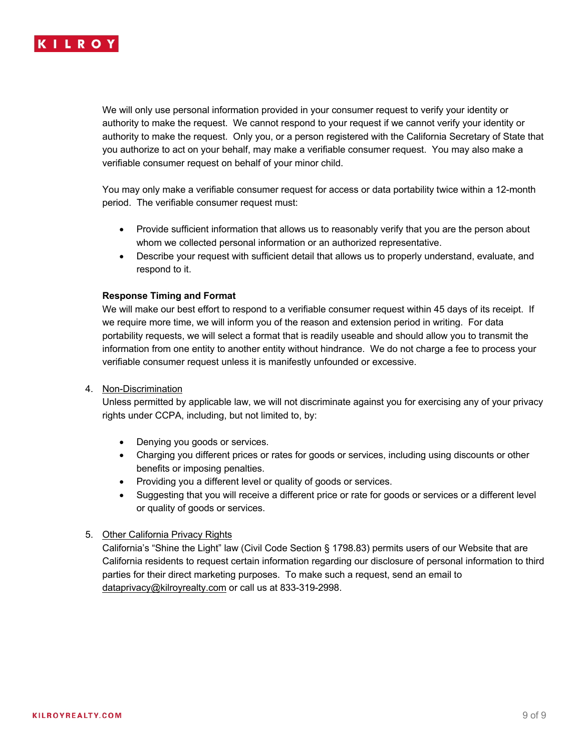We will only use personal information provided in your consumer request to verify your identity or authority to make the request. We cannot respond to your request if we cannot verify your identity or authority to make the request. Only you, or a person registered with the California Secretary of State that you authorize to act on your behalf, may make a verifiable consumer request. You may also make a verifiable consumer request on behalf of your minor child.

You may only make a verifiable consumer request for access or data portability twice within a 12-month period. The verifiable consumer request must:

- Provide sufficient information that allows us to reasonably verify that you are the person about whom we collected personal information or an authorized representative.
- Describe your request with sufficient detail that allows us to properly understand, evaluate, and respond to it.

**Response Timing and Format**

We will make our best effort to respond to a verifiable consumer request within 45 days of its receipt. If we require more time, we will inform you of the reason and extension period in writing. For data portability requests, we will select a format that is readily useable and should allow you to transmit the information from one entity to another entity without hindrance. We do not charge a fee to process your verifiable consumer request unless it is manifestly unfounded or excessive.

4. Non-Discrimination

   Unless permitted by applicable law, we will not discriminate against you for exercising any of your privacy rights under CCPA, including, but not limited to, by:

   - Denying you goods or services.
   - Charging you different prices or rates for goods or services, including using discounts or other benefits or imposing penalties.
   - Providing you a different level or quality of goods or services.
   - Suggesting that you will receive a different price or rate for goods or services or a different level or quality of goods or services.

5. Other California Privacy Rights

   California's "Shine the Light" law (Civil Code Section § 1798.83) permits users of our Website that are California residents to request certain information regarding our disclosure of personal information to third parties for their direct marketing purposes. To make such a request, send an email to dataprivacy@kilroyrealty.com or call us at 833-319-2998.